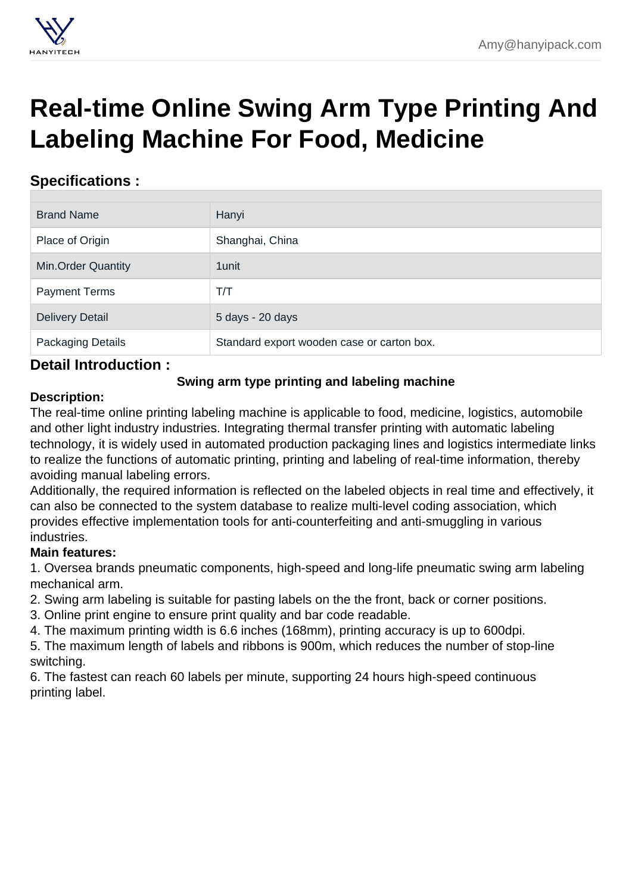# Real-time Online Swing Arm Type Printing And Labeling Machine For Food, Medicine

## Specifications :

| | |
|---|---|
| Brand Name | Hanyi |
| Place of Origin | Shanghai, China |
| Min.Order Quantity | 1unit |
| Payment Terms | T/T |
| Delivery Detail | 5 days - 20 days |
| Packaging Details | Standard export wooden case or carton box. |

## Detail Introduction :

**Swing arm type printing and labeling machine**

**Description:**

The real-time online printing labeling machine is applicable to food, medicine, logistics, automobile and other light industry industries. Integrating thermal transfer printing with automatic labeling technology, it is widely used in automated production packaging lines and logistics intermediate links to realize the functions of automatic printing, printing and labeling of real-time information, thereby avoiding manual labeling errors.

Additionally, the required information is reflected on the labeled objects in real time and effectively, it can also be connected to the system database to realize multi-level coding association, which provides effective implementation tools for anti-counterfeiting and anti-smuggling in various industries.

**Main features:**

1. Oversea brands pneumatic components, high-speed and long-life pneumatic swing arm labeling mechanical arm.
2. Swing arm labeling is suitable for pasting labels on the the front, back or corner positions.
3. Online print engine to ensure print quality and bar code readable.
4. The maximum printing width is 6.6 inches (168mm), printing accuracy is up to 600dpi.
5. The maximum length of labels and ribbons is 900m, which reduces the number of stop-line switching.
6. The fastest can reach 60 labels per minute, supporting 24 hours high-speed continuous printing label.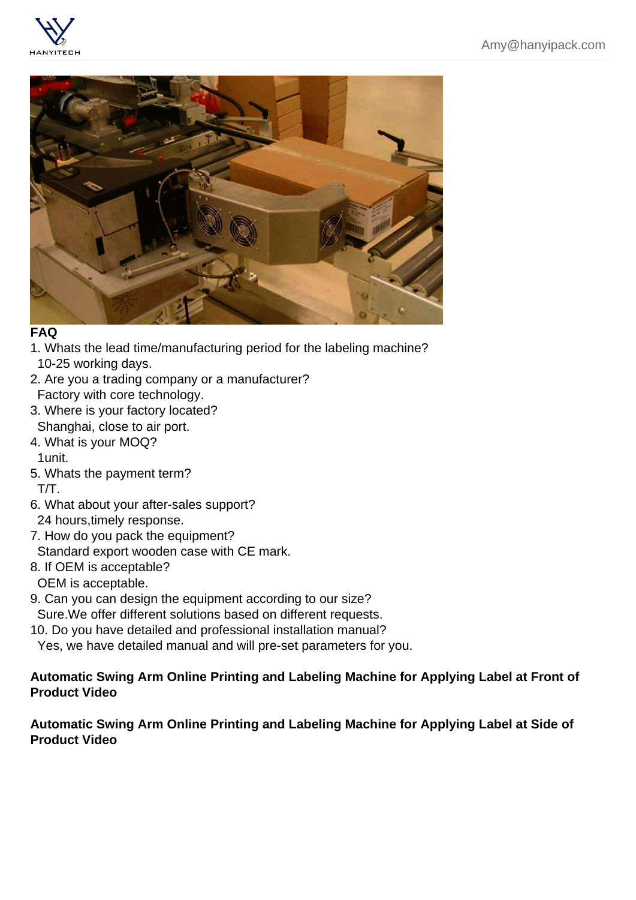**FAQ**

1. Whats the lead time/manufacturing period for the labeling machine?
   10-25 working days.
2. Are you a trading company or a manufacturer?
   Factory with core technology.
3. Where is your factory located?
   Shanghai, close to air port.
4. What is your MOQ?
   1unit.
5. Whats the payment term?
   T/T.
6. What about your after-sales support?
   24 hours,timely response.
7. How do you pack the equipment?
   Standard export wooden case with CE mark.
8. If OEM is acceptable?
   OEM is acceptable.
9. Can you can design the equipment according to our size?
   Sure.We offer different solutions based on different requests.
10. Do you have detailed and professional installation manual?
    Yes, we have detailed manual and will pre-set parameters for you.

**Automatic Swing Arm Online Printing and Labeling Machine for Applying Label at Front of Product Video**

**Automatic Swing Arm Online Printing and Labeling Machine for Applying Label at Side of Product Video**